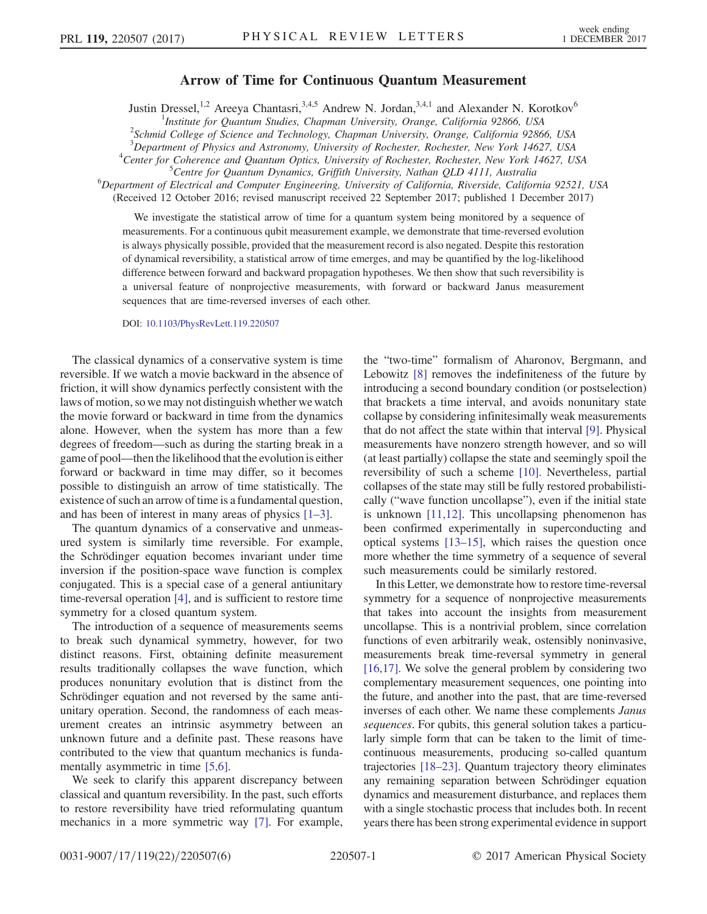# Arrow of Time for Continuous Quantum Measurement

Justin Dressel,[1,2] Areeya Chantasri,[3,4,5] Andrew N. Jordan,[3,4,1] and Alexander N. Korotkov[6]

[1]Institute for Quantum Studies, Chapman University, Orange, California 92866, USA
[2]Schmid College of Science and Technology, Chapman University, Orange, California 92866, USA
[3]Department of Physics and Astronomy, University of Rochester, Rochester, New York 14627, USA
[4]Center for Coherence and Quantum Optics, University of Rochester, Rochester, New York 14627, USA
[5]Centre for Quantum Dynamics, Griffith University, Nathan QLD 4111, Australia
[6]Department of Electrical and Computer Engineering, University of California, Riverside, California 92521, USA

(Received 12 October 2016; revised manuscript received 22 September 2017; published 1 December 2017)

We investigate the statistical arrow of time for a quantum system being monitored by a sequence of measurements. For a continuous qubit measurement example, we demonstrate that time-reversed evolution is always physically possible, provided that the measurement record is also negated. Despite this restoration of dynamical reversibility, a statistical arrow of time emerges, and may be quantified by the log-likelihood difference between forward and backward propagation hypotheses. We then show that such reversibility is a universal feature of nonprojective measurements, with forward or backward Janus measurement sequences that are time-reversed inverses of each other.

DOI: 10.1103/PhysRevLett.119.220507

The classical dynamics of a conservative system is time reversible. If we watch a movie backward in the absence of friction, it will show dynamics perfectly consistent with the laws of motion, so we may not distinguish whether we watch the movie forward or backward in time from the dynamics alone. However, when the system has more than a few degrees of freedom—such as during the starting break in a game of pool—then the likelihood that the evolution is either forward or backward in time may differ, so it becomes possible to distinguish an arrow of time statistically. The existence of such an arrow of time is a fundamental question, and has been of interest in many areas of physics [1–3].

The quantum dynamics of a conservative and unmeasured system is similarly time reversible. For example, the Schrödinger equation becomes invariant under time inversion if the position-space wave function is complex conjugated. This is a special case of a general antiunitary time-reversal operation [4], and is sufficient to restore time symmetry for a closed quantum system.

The introduction of a sequence of measurements seems to break such dynamical symmetry, however, for two distinct reasons. First, obtaining definite measurement results traditionally collapses the wave function, which produces nonunitary evolution that is distinct from the Schrödinger equation and not reversed by the same antiunitary operation. Second, the randomness of each measurement creates an intrinsic asymmetry between an unknown future and a definite past. These reasons have contributed to the view that quantum mechanics is fundamentally asymmetric in time [5,6].

We seek to clarify this apparent discrepancy between classical and quantum reversibility. In the past, such efforts to restore reversibility have tried reformulating quantum mechanics in a more symmetric way [7]. For example, the "two-time" formalism of Aharonov, Bergmann, and Lebowitz [8] removes the indefiniteness of the future by introducing a second boundary condition (or postselection) that brackets a time interval, and avoids nonunitary state collapse by considering infinitesimally weak measurements that do not affect the state within that interval [9]. Physical measurements have nonzero strength however, and so will (at least partially) collapse the state and seemingly spoil the reversibility of such a scheme [10]. Nevertheless, partial collapses of the state may still be fully restored probabilistically ("wave function uncollapse"), even if the initial state is unknown [11,12]. This uncollapsing phenomenon has been confirmed experimentally in superconducting and optical systems [13–15], which raises the question once more whether the time symmetry of a sequence of several such measurements could be similarly restored.

In this Letter, we demonstrate how to restore time-reversal symmetry for a sequence of nonprojective measurements that takes into account the insights from measurement uncollapse. This is a nontrivial problem, since correlation functions of even arbitrarily weak, ostensibly noninvasive, measurements break time-reversal symmetry in general [16,17]. We solve the general problem by considering two complementary measurement sequences, one pointing into the future, and another into the past, that are time-reversed inverses of each other. We name these complements *Janus sequences*. For qubits, this general solution takes a particularly simple form that can be taken to the limit of time-continuous measurements, producing so-called quantum trajectories [18–23]. Quantum trajectory theory eliminates any remaining separation between Schrödinger equation dynamics and measurement disturbance, and replaces them with a single stochastic process that includes both. In recent years there has been strong experimental evidence in support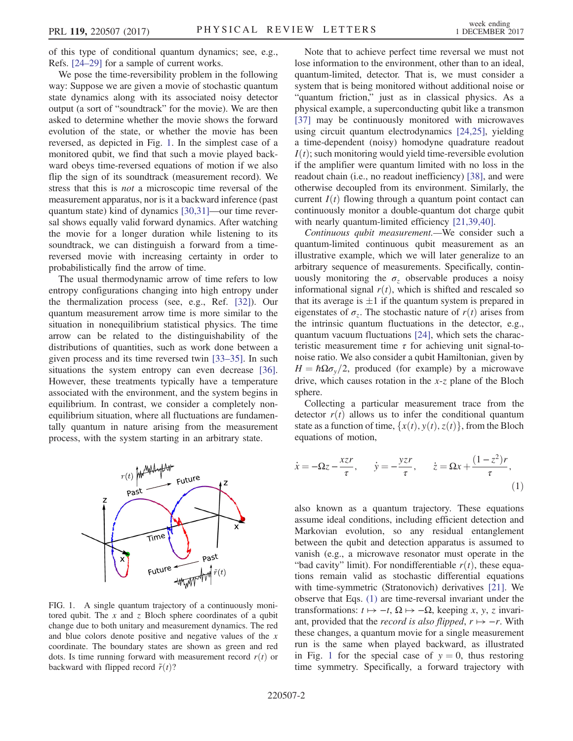of this type of conditional quantum dynamics; see, e.g., Refs. [24–29] for a sample of current works.

We pose the time-reversibility problem in the following way: Suppose we are given a movie of stochastic quantum state dynamics along with its associated noisy detector output (a sort of "soundtrack" for the movie). We are then asked to determine whether the movie shows the forward evolution of the state, or whether the movie has been reversed, as depicted in Fig. 1. In the simplest case of a monitored qubit, we find that such a movie played backward obeys time-reversed equations of motion if we also flip the sign of its soundtrack (measurement record). We stress that this is *not* a microscopic time reversal of the measurement apparatus, nor is it a backward inference (past quantum state) kind of dynamics [30,31]—our time reversal shows equally valid forward dynamics. After watching the movie for a longer duration while listening to its soundtrack, we can distinguish a forward from a time-reversed movie with increasing certainty in order to probabilistically find the arrow of time.

The usual thermodynamic arrow of time refers to low entropy configurations changing into high entropy under the thermalization process (see, e.g., Ref. [32]). Our quantum measurement arrow time is more similar to the situation in nonequilibrium statistical physics. The time arrow can be related to the distinguishability of the distributions of quantities, such as work done between a given process and its time reversed twin [33–35]. In such situations the system entropy can even decrease [36]. However, these treatments typically have a temperature associated with the environment, and the system begins in equilibrium. In contrast, we consider a completely non-equilibrium situation, where all fluctuations are fundamentally quantum in nature arising from the measurement process, with the system starting in an arbitrary state.

FIG. 1. A single quantum trajectory of a continuously monitored qubit. The $x$ and $z$ Bloch sphere coordinates of a qubit change due to both unitary and measurement dynamics. The red and blue colors denote positive and negative values of the $x$ coordinate. The boundary states are shown as green and red dots. Is time running forward with measurement record $r(t)$ or backward with flipped record $\tilde{r}(t)$?

Note that to achieve perfect time reversal we must not lose information to the environment, other than to an ideal, quantum-limited, detector. That is, we must consider a system that is being monitored without additional noise or "quantum friction," just as in classical physics. As a physical example, a superconducting qubit like a transmon [37] may be continuously monitored with microwaves using circuit quantum electrodynamics [24,25], yielding a time-dependent (noisy) homodyne quadrature readout $I(t)$; such monitoring would yield time-reversible evolution if the amplifier were quantum limited with no loss in the readout chain (i.e., no readout inefficiency) [38], and were otherwise decoupled from its environment. Similarly, the current $I(t)$ flowing through a quantum point contact can continuously monitor a double-quantum dot charge qubit with nearly quantum-limited efficiency [21,39,40].

*Continuous qubit measurement.*—We consider such a quantum-limited continuous qubit measurement as an illustrative example, which we will later generalize to an arbitrary sequence of measurements. Specifically, continuously monitoring the $\sigma_z$ observable produces a noisy informational signal $r(t)$, which is shifted and rescaled so that its average is $\pm 1$ if the quantum system is prepared in eigenstates of $\sigma_z$. The stochastic nature of $r(t)$ arises from the intrinsic quantum fluctuations in the detector, e.g., quantum vacuum fluctuations [24], which sets the characteristic measurement time $\tau$ for achieving unit signal-to-noise ratio. We also consider a qubit Hamiltonian, given by $H = \hbar\Omega\sigma_y/2$, produced (for example) by a microwave drive, which causes rotation in the $x$-$z$ plane of the Bloch sphere.

Collecting a particular measurement trace from the detector $r(t)$ allows us to infer the conditional quantum state as a function of time, $\{x(t), y(t), z(t)\}$, from the Bloch equations of motion,

$$\dot{x} = -\Omega z - \frac{xzr}{\tau}, \qquad \dot{y} = -\frac{yzr}{\tau}, \qquad \dot{z} = \Omega x + \frac{(1-z^2)r}{\tau}, \tag{1}$$

also known as a quantum trajectory. These equations assume ideal conditions, including efficient detection and Markovian evolution, so any residual entanglement between the qubit and detection apparatus is assumed to vanish (e.g., a microwave resonator must operate in the "bad cavity" limit). For nondifferentiable $r(t)$, these equations remain valid as stochastic differential equations with time-symmetric (Stratonovich) derivatives [21]. We observe that Eqs. (1) are time-reversal invariant under the transformations: $t \mapsto -t$, $\Omega \mapsto -\Omega$, keeping $x$, $y$, $z$ invariant, provided that the *record is also flipped*, $r \mapsto -r$. With these changes, a quantum movie for a single measurement run is the same when played backward, as illustrated in Fig. 1 for the special case of $y = 0$, thus restoring time symmetry. Specifically, a forward trajectory with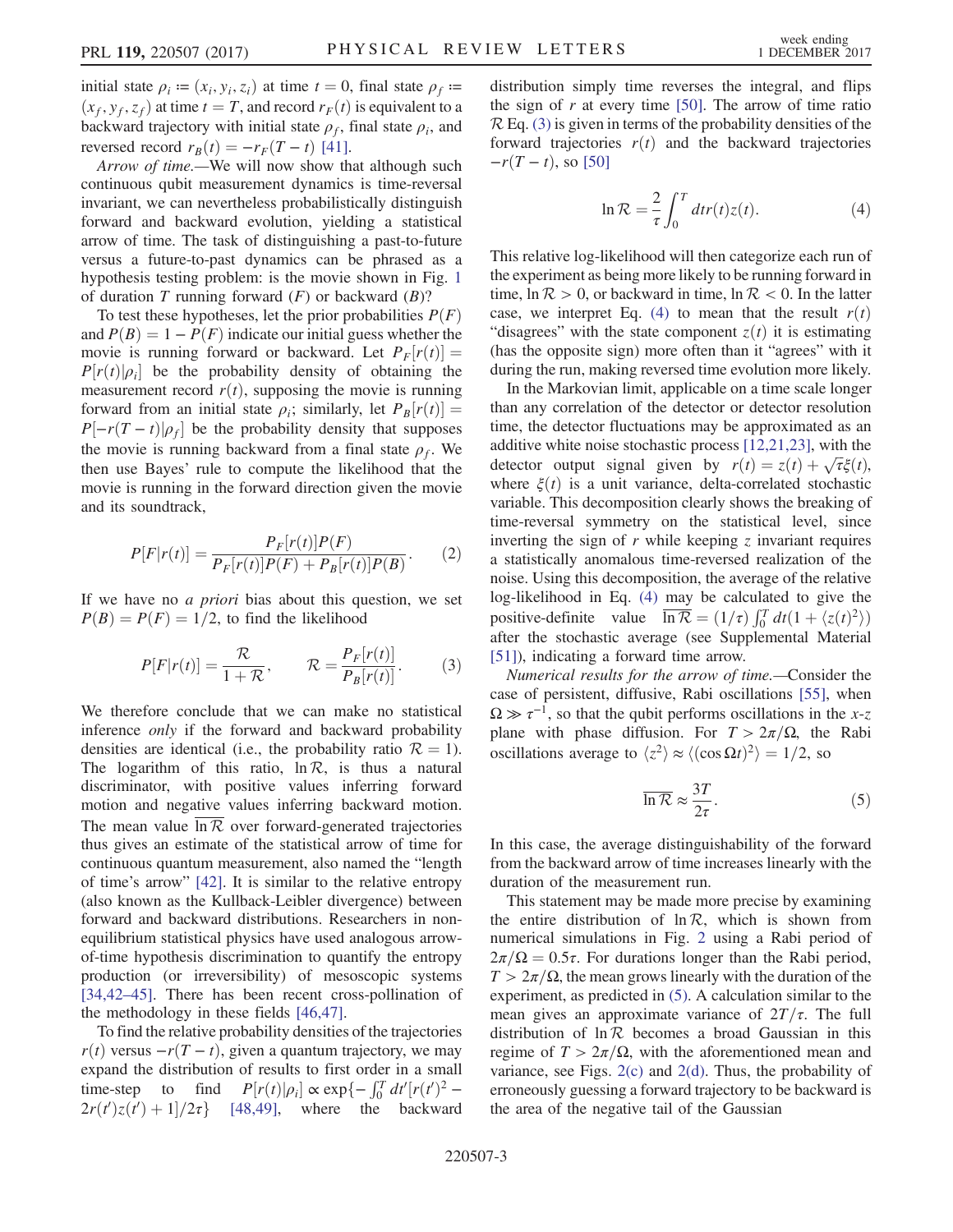initial state $\rho_i := (x_i, y_i, z_i)$ at time $t = 0$, final state $\rho_f := (x_f, y_f, z_f)$ at time $t = T$, and record $r_F(t)$ is equivalent to a backward trajectory with initial state $\rho_f$, final state $\rho_i$, and reversed record $r_B(t) = -r_F(T - t)$ [41].

*Arrow of time.*—We will now show that although such continuous qubit measurement dynamics is time-reversal invariant, we can nevertheless probabilistically distinguish forward and backward evolution, yielding a statistical arrow of time. The task of distinguishing a past-to-future versus a future-to-past dynamics can be phrased as a hypothesis testing problem: is the movie shown in Fig. 1 of duration $T$ running forward ($F$) or backward ($B$)?

To test these hypotheses, let the prior probabilities $P(F)$ and $P(B) = 1 - P(F)$ indicate our initial guess whether the movie is running forward or backward. Let $P_F[r(t)] = P[r(t)|\rho_i]$ be the probability density of obtaining the measurement record $r(t)$, supposing the movie is running forward from an initial state $\rho_i$; similarly, let $P_B[r(t)] = P[-r(T - t)|\rho_f]$ be the probability density that supposes the movie is running backward from a final state $\rho_f$. We then use Bayes' rule to compute the likelihood that the movie is running in the forward direction given the movie and its soundtrack,

$$P[F|r(t)] = \frac{P_F[r(t)]P(F)}{P_F[r(t)]P(F) + P_B[r(t)]P(B)}. \tag{2}$$

If we have no *a priori* bias about this question, we set $P(B) = P(F) = 1/2$, to find the likelihood

$$P[F|r(t)] = \frac{\mathcal{R}}{1 + \mathcal{R}}, \qquad \mathcal{R} = \frac{P_F[r(t)]}{P_B[r(t)]}. \tag{3}$$

We therefore conclude that we can make no statistical inference *only* if the forward and backward probability densities are identical (i.e., the probability ratio $\mathcal{R} = 1$). The logarithm of this ratio, $\ln \mathcal{R}$, is thus a natural discriminator, with positive values inferring forward motion and negative values inferring backward motion. The mean value $\overline{\ln \mathcal{R}}$ over forward-generated trajectories thus gives an estimate of the statistical arrow of time for continuous quantum measurement, also named the "length of time's arrow" [42]. It is similar to the relative entropy (also known as the Kullback-Leibler divergence) between forward and backward distributions. Researchers in non-equilibrium statistical physics have used analogous arrow-of-time hypothesis discrimination to quantify the entropy production (or irreversibility) of mesoscopic systems [34,42–45]. There has been recent cross-pollination of the methodology in these fields [46,47].

To find the relative probability densities of the trajectories $r(t)$ versus $-r(T - t)$, given a quantum trajectory, we may expand the distribution of results to first order in a small time-step to find $P[r(t)|\rho_i] \propto \exp\{-\int_0^T dt'[r(t')^2 - 2r(t')z(t') + 1]/2\tau\}$ [48,49], where the backward distribution simply time reverses the integral, and flips the sign of $r$ at every time [50]. The arrow of time ratio $\mathcal{R}$ Eq. (3) is given in terms of the probability densities of the forward trajectories $r(t)$ and the backward trajectories $-r(T - t)$, so [50]

$$\ln \mathcal{R} = \frac{2}{\tau}\int_0^T dt r(t) z(t). \tag{4}$$

This relative log-likelihood will then categorize each run of the experiment as being more likely to be running forward in time, $\ln \mathcal{R} > 0$, or backward in time, $\ln \mathcal{R} < 0$. In the latter case, we interpret Eq. (4) to mean that the result $r(t)$ "disagrees" with the state component $z(t)$ it is estimating (has the opposite sign) more often than it "agrees" with it during the run, making reversed time evolution more likely.

In the Markovian limit, applicable on a time scale longer than any correlation of the detector or detector resolution time, the detector fluctuations may be approximated as an additive white noise stochastic process [12,21,23], with the detector output signal given by $r(t) = z(t) + \sqrt{\tau}\xi(t)$, where $\xi(t)$ is a unit variance, delta-correlated stochastic variable. This decomposition clearly shows the breaking of time-reversal symmetry on the statistical level, since inverting the sign of $r$ while keeping $z$ invariant requires a statistically anomalous time-reversed realization of the noise. Using this decomposition, the average of the relative log-likelihood in Eq. (4) may be calculated to give the positive-definite value $\overline{\ln \mathcal{R}} = (1/\tau)\int_0^T dt(1 + \langle z(t)^2 \rangle)$ after the stochastic average (see Supplemental Material [51]), indicating a forward time arrow.

*Numerical results for the arrow of time.*—Consider the case of persistent, diffusive, Rabi oscillations [55], when $\Omega \gg \tau^{-1}$, so that the qubit performs oscillations in the $x$-$z$ plane with phase diffusion. For $T > 2\pi/\Omega$, the Rabi oscillations average to $\langle z^2 \rangle \approx \langle (\cos \Omega t)^2 \rangle = 1/2$, so

$$\overline{\ln \mathcal{R}} \approx \frac{3T}{2\tau}. \tag{5}$$

In this case, the average distinguishability of the forward from the backward arrow of time increases linearly with the duration of the measurement run.

This statement may be made more precise by examining the entire distribution of $\ln \mathcal{R}$, which is shown from numerical simulations in Fig. 2 using a Rabi period of $2\pi/\Omega = 0.5\tau$. For durations longer than the Rabi period, $T > 2\pi/\Omega$, the mean grows linearly with the duration of the experiment, as predicted in (5). A calculation similar to the mean gives an approximate variance of $2T/\tau$. The full distribution of $\ln \mathcal{R}$ becomes a broad Gaussian in this regime of $T > 2\pi/\Omega$, with the aforementioned mean and variance, see Figs. 2(c) and 2(d). Thus, the probability of erroneously guessing a forward trajectory to be backward is the area of the negative tail of the Gaussian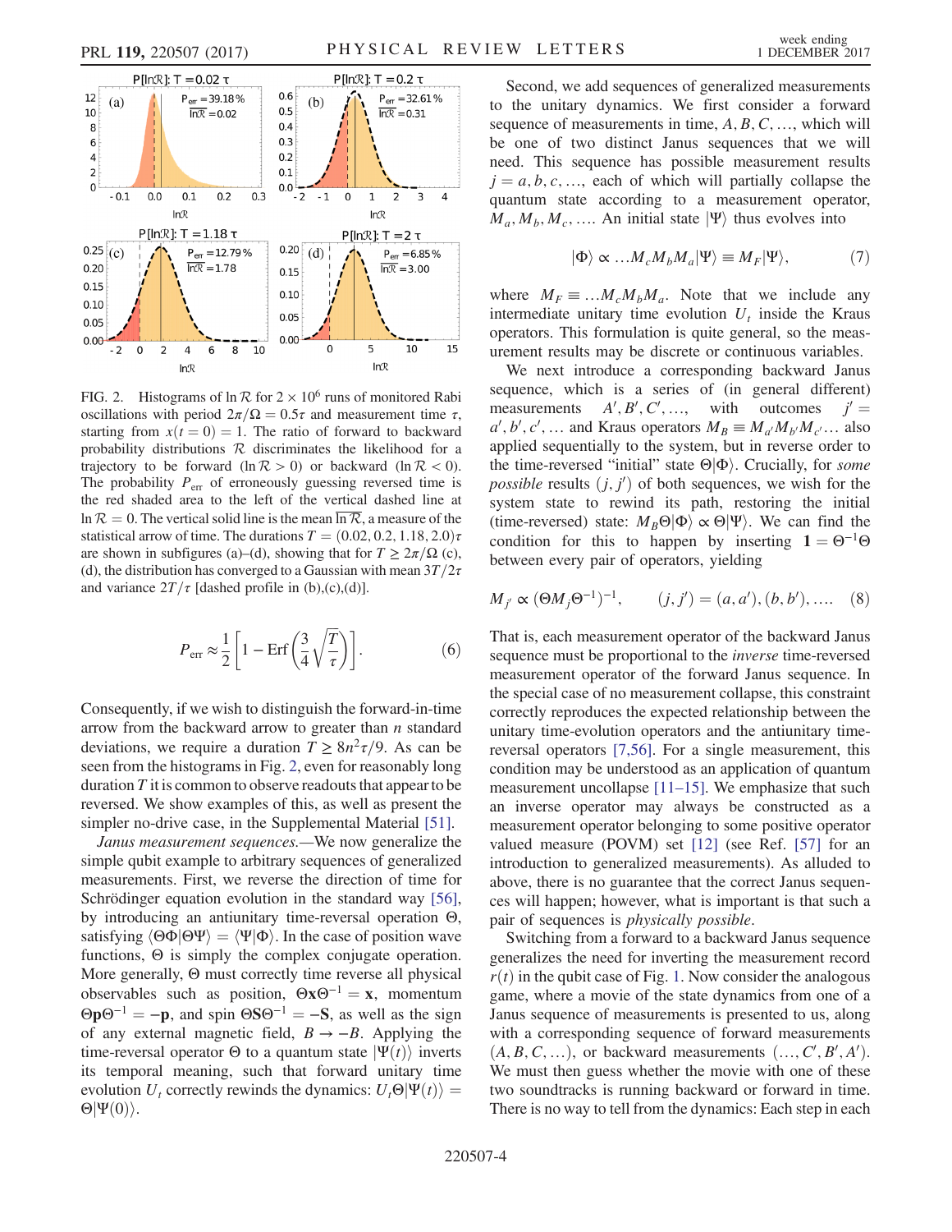FIG. 2. Histograms of $\ln \mathcal{R}$ for $2 \times 10^6$ runs of monitored Rabi oscillations with period $2\pi/\Omega = 0.5\tau$ and measurement time $\tau$, starting from $x(t=0) = 1$. The ratio of forward to backward probability distributions $\mathcal{R}$ discriminates the likelihood for a trajectory to be forward ($\ln \mathcal{R} > 0$) or backward ($\ln \mathcal{R} < 0$). The probability $P_{\text{err}}$ of erroneously guessing reversed time is the red shaded area to the left of the vertical dashed line at $\ln \mathcal{R} = 0$. The vertical solid line is the mean $\overline{\ln \mathcal{R}}$, a measure of the statistical arrow of time. The durations $T = (0.02, 0.2, 1.18, 2.0)\tau$ are shown in subfigures (a)–(d), showing that for $T \geq 2\pi/\Omega$ (c), (d), the distribution has converged to a Gaussian with mean $3T/2\tau$ and variance $2T/\tau$ [dashed profile in (b),(c),(d)].

$$P_{\text{err}} \approx \frac{1}{2}\left[1 - \text{Erf}\left(\frac{3}{4}\sqrt{\frac{T}{\tau}}\right)\right]. \tag{6}$$

Consequently, if we wish to distinguish the forward-in-time arrow from the backward arrow to greater than $n$ standard deviations, we require a duration $T \geq 8n^2\tau/9$. As can be seen from the histograms in Fig. 2, even for reasonably long duration $T$ it is common to observe readouts that appear to be reversed. We show examples of this, as well as present the simpler no-drive case, in the Supplemental Material [51].

*Janus measurement sequences.*—We now generalize the simple qubit example to arbitrary sequences of generalized measurements. First, we reverse the direction of time for Schrödinger equation evolution in the standard way [56], by introducing an antiunitary time-reversal operation $\Theta$, satisfying $\langle \Theta\Phi|\Theta\Psi\rangle = \langle\Psi|\Phi\rangle$. In the case of position wave functions, $\Theta$ is simply the complex conjugate operation. More generally, $\Theta$ must correctly time reverse all physical observables such as position, $\Theta\mathbf{x}\Theta^{-1} = \mathbf{x}$, momentum $\Theta\mathbf{p}\Theta^{-1} = -\mathbf{p}$, and spin $\Theta\mathbf{S}\Theta^{-1} = -\mathbf{S}$, as well as the sign of any external magnetic field, $B \to -B$. Applying the time-reversal operator $\Theta$ to a quantum state $|\Psi(t)\rangle$ inverts its temporal meaning, such that forward unitary time evolution $U_t$ correctly rewinds the dynamics: $U_t\Theta|\Psi(t)\rangle = \Theta|\Psi(0)\rangle$.

Second, we add sequences of generalized measurements to the unitary dynamics. We first consider a forward sequence of measurements in time, $A, B, C, \ldots$, which will be one of two distinct Janus sequences that we will need. This sequence has possible measurement results $j = a, b, c, \ldots$, each of which will partially collapse the quantum state according to a measurement operator, $M_a, M_b, M_c, \ldots$. An initial state $|\Psi\rangle$ thus evolves into

$$|\Phi\rangle \propto \ldots M_c M_b M_a |\Psi\rangle \equiv M_F|\Psi\rangle, \tag{7}$$

where $M_F \equiv \ldots M_c M_b M_a$. Note that we include any intermediate unitary time evolution $U_t$ inside the Kraus operators. This formulation is quite general, so the measurement results may be discrete or continuous variables.

We next introduce a corresponding backward Janus sequence, which is a series of (in general different) measurements $A', B', C', \ldots$, with outcomes $j' = a', b', c', \ldots$ and Kraus operators $M_B \equiv M_{a'}M_{b'}M_{c'}\ldots$ also applied sequentially to the system, but in reverse order to the time-reversed "initial" state $\Theta|\Phi\rangle$. Crucially, for *some possible* results $(j, j')$ of both sequences, we wish for the system state to rewind its path, restoring the initial (time-reversed) state: $M_B\Theta|\Phi\rangle \propto \Theta|\Psi\rangle$. We can find the condition for this to happen by inserting $\mathbf{1} = \Theta^{-1}\Theta$ between every pair of operators, yielding

$$M_{j'} \propto (\Theta M_j \Theta^{-1})^{-1}, \qquad (j, j') = (a, a'), (b, b'), \ldots. \tag{8}$$

That is, each measurement operator of the backward Janus sequence must be proportional to the *inverse* time-reversed measurement operator of the forward Janus sequence. In the special case of no measurement collapse, this constraint correctly reproduces the expected relationship between the unitary time-evolution operators and the antiunitary time-reversal operators [7,56]. For a single measurement, this condition may be understood as an application of quantum measurement uncollapse [11–15]. We emphasize that such an inverse operator may always be constructed as a measurement operator belonging to some positive operator valued measure (POVM) set [12] (see Ref. [57] for an introduction to generalized measurements). As alluded to above, there is no guarantee that the correct Janus sequences will happen; however, what is important is that such a pair of sequences is *physically possible*.

Switching from a forward to a backward Janus sequence generalizes the need for inverting the measurement record $r(t)$ in the qubit case of Fig. 1. Now consider the analogous game, where a movie of the state dynamics from one of a Janus sequence of measurements is presented to us, along with a corresponding sequence of forward measurements $(A, B, C, \ldots)$, or backward measurements $(\ldots, C', B', A')$. We must then guess whether the movie with one of these two soundtracks is running backward or forward in time. There is no way to tell from the dynamics: Each step in each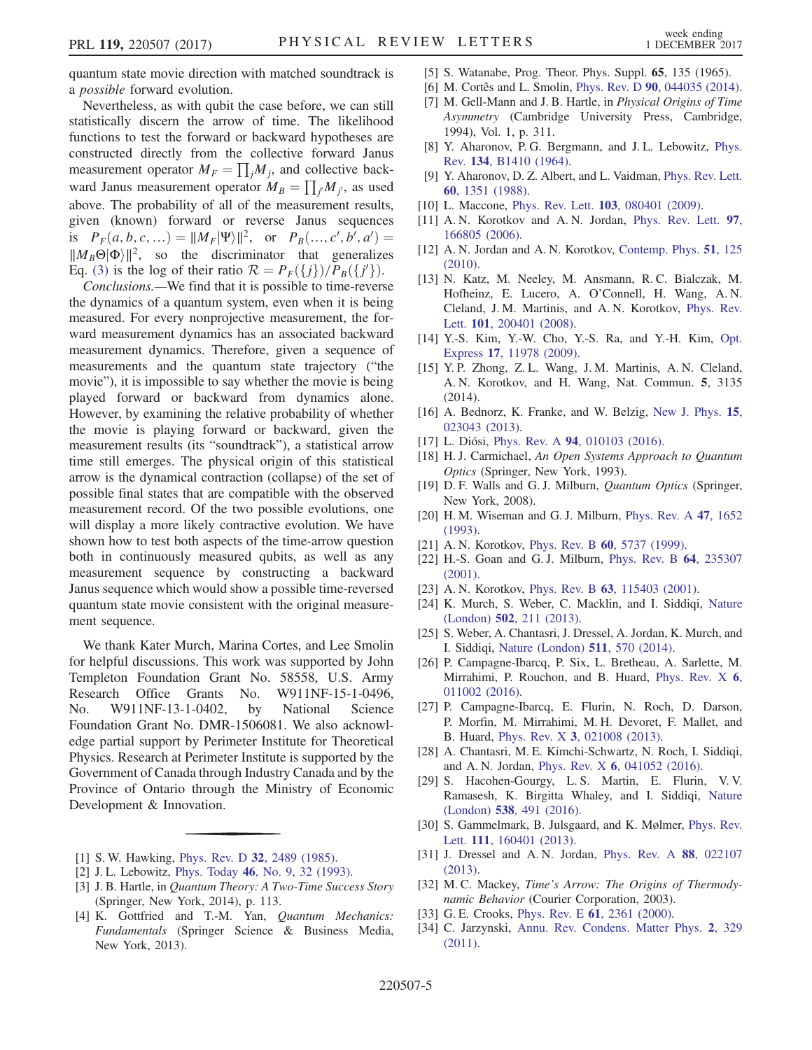quantum state movie direction with matched soundtrack is a *possible* forward evolution.

Nevertheless, as with qubit the case before, we can still statistically discern the arrow of time. The likelihood functions to test the forward or backward hypotheses are constructed directly from the collective forward Janus measurement operator $M_F = \prod_j M_j$, and collective backward Janus measurement operator $M_B = \prod_{j'} M_{j'}$, as used above. The probability of all of the measurement results, given (known) forward or reverse Janus sequences is $P_F(a, b, c, \ldots) = \|M_F|\Psi\rangle\|^2$, or $P_B(\ldots, c', b', a') = \|M_B \Theta|\Phi\rangle\|^2$, so the discriminator that generalizes Eq. (3) is the log of their ratio $\mathcal{R} = P_F(\{j\})/P_B(\{j'\})$.

*Conclusions.*—We find that it is possible to time-reverse the dynamics of a quantum system, even when it is being measured. For every nonprojective measurement, the forward measurement dynamics has an associated backward measurement dynamics. Therefore, given a sequence of measurements and the quantum state trajectory ("the movie"), it is impossible to say whether the movie is being played forward or backward from dynamics alone. However, by examining the relative probability of whether the movie is playing forward or backward, given the measurement results (its "soundtrack"), a statistical arrow time still emerges. The physical origin of this statistical arrow is the dynamical contraction (collapse) of the set of possible final states that are compatible with the observed measurement record. Of the two possible evolutions, one will display a more likely contractive evolution. We have shown how to test both aspects of the time-arrow question both in continuously measured qubits, as well as any measurement sequence by constructing a backward Janus sequence which would show a possible time-reversed quantum state movie consistent with the original measurement sequence.

We thank Kater Murch, Marina Cortes, and Lee Smolin for helpful discussions. This work was supported by John Templeton Foundation Grant No. 58558, U.S. Army Research Office Grants No. W911NF-15-1-0496, No. W911NF-13-1-0402, by National Science Foundation Grant No. DMR-1506081. We also acknowledge partial support by Perimeter Institute for Theoretical Physics. Research at Perimeter Institute is supported by the Government of Canada through Industry Canada and by the Province of Ontario through the Ministry of Economic Development & Innovation.

---

[1] S. W. Hawking, Phys. Rev. D **32**, 2489 (1985).
[2] J. L. Lebowitz, Phys. Today **46**, No. 9, 32 (1993).
[3] J. B. Hartle, in *Quantum Theory: A Two-Time Success Story* (Springer, New York, 2014), p. 113.
[4] K. Gottfried and T.-M. Yan, *Quantum Mechanics: Fundamentals* (Springer Science & Business Media, New York, 2013).
[5] S. Watanabe, Prog. Theor. Phys. Suppl. **65**, 135 (1965).
[6] M. Cortês and L. Smolin, Phys. Rev. D **90**, 044035 (2014).
[7] M. Gell-Mann and J. B. Hartle, in *Physical Origins of Time Asymmetry* (Cambridge University Press, Cambridge, 1994), Vol. 1, p. 311.
[8] Y. Aharonov, P. G. Bergmann, and J. L. Lebowitz, Phys. Rev. **134**, B1410 (1964).
[9] Y. Aharonov, D. Z. Albert, and L. Vaidman, Phys. Rev. Lett. **60**, 1351 (1988).
[10] L. Maccone, Phys. Rev. Lett. **103**, 080401 (2009).
[11] A. N. Korotkov and A. N. Jordan, Phys. Rev. Lett. **97**, 166805 (2006).
[12] A. N. Jordan and A. N. Korotkov, Contemp. Phys. **51**, 125 (2010).
[13] N. Katz, M. Neeley, M. Ansmann, R. C. Bialczak, M. Hofheinz, E. Lucero, A. O'Connell, H. Wang, A. N. Cleland, J. M. Martinis, and A. N. Korotkov, Phys. Rev. Lett. **101**, 200401 (2008).
[14] Y.-S. Kim, Y.-W. Cho, Y.-S. Ra, and Y.-H. Kim, Opt. Express **17**, 11978 (2009).
[15] Y. P. Zhong, Z. L. Wang, J. M. Martinis, A. N. Cleland, A. N. Korotkov, and H. Wang, Nat. Commun. **5**, 3135 (2014).
[16] A. Bednorz, K. Franke, and W. Belzig, New J. Phys. **15**, 023043 (2013).
[17] L. Diósi, Phys. Rev. A **94**, 010103 (2016).
[18] H. J. Carmichael, *An Open Systems Approach to Quantum Optics* (Springer, New York, 1993).
[19] D. F. Walls and G. J. Milburn, *Quantum Optics* (Springer, New York, 2008).
[20] H. M. Wiseman and G. J. Milburn, Phys. Rev. A **47**, 1652 (1993).
[21] A. N. Korotkov, Phys. Rev. B **60**, 5737 (1999).
[22] H.-S. Goan and G. J. Milburn, Phys. Rev. B **64**, 235307 (2001).
[23] A. N. Korotkov, Phys. Rev. B **63**, 115403 (2001).
[24] K. Murch, S. Weber, C. Macklin, and I. Siddiqi, Nature (London) **502**, 211 (2013).
[25] S. Weber, A. Chantasri, J. Dressel, A. Jordan, K. Murch, and I. Siddiqi, Nature (London) **511**, 570 (2014).
[26] P. Campagne-Ibarcq, P. Six, L. Bretheau, A. Sarlette, M. Mirrahimi, P. Rouchon, and B. Huard, Phys. Rev. X **6**, 011002 (2016).
[27] P. Campagne-Ibarcq, E. Flurin, N. Roch, D. Darson, P. Morfin, M. Mirrahimi, M. H. Devoret, F. Mallet, and B. Huard, Phys. Rev. X **3**, 021008 (2013).
[28] A. Chantasri, M. E. Kimchi-Schwartz, N. Roch, I. Siddiqi, and A. N. Jordan, Phys. Rev. X **6**, 041052 (2016).
[29] S. Hacohen-Gourgy, L. S. Martin, E. Flurin, V. V. Ramasesh, K. Birgitta Whaley, and I. Siddiqi, Nature (London) **538**, 491 (2016).
[30] S. Gammelmark, B. Julsgaard, and K. Mølmer, Phys. Rev. Lett. **111**, 160401 (2013).
[31] J. Dressel and A. N. Jordan, Phys. Rev. A **88**, 022107 (2013).
[32] M. C. Mackey, *Time's Arrow: The Origins of Thermodynamic Behavior* (Courier Corporation, 2003).
[33] G. E. Crooks, Phys. Rev. E **61**, 2361 (2000).
[34] C. Jarzynski, Annu. Rev. Condens. Matter Phys. **2**, 329 (2011).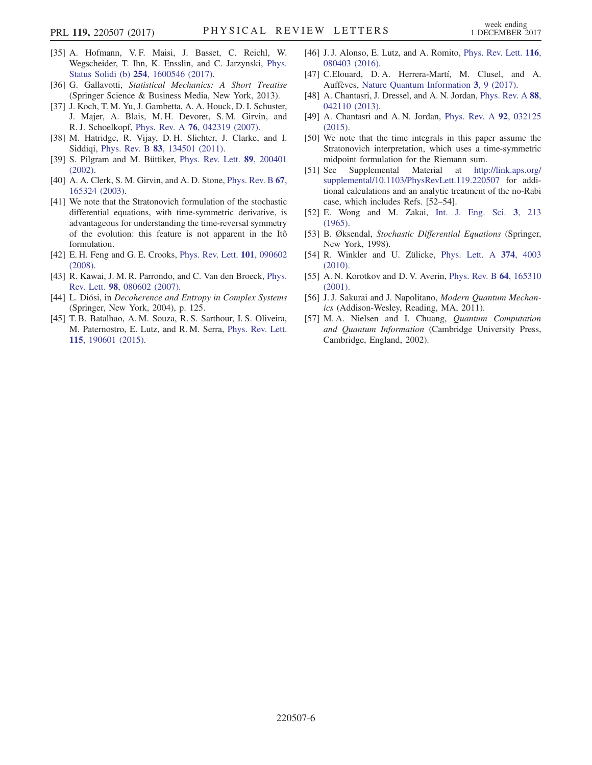[35] A. Hofmann, V. F. Maisi, J. Basset, C. Reichl, W. Wegscheider, T. Ihn, K. Ensslin, and C. Jarzynski, Phys. Status Solidi (b) **254**, 1600546 (2017).

[36] G. Gallavotti, *Statistical Mechanics: A Short Treatise* (Springer Science & Business Media, New York, 2013).

[37] J. Koch, T. M. Yu, J. Gambetta, A. A. Houck, D. I. Schuster, J. Majer, A. Blais, M. H. Devoret, S. M. Girvin, and R. J. Schoelkopf, Phys. Rev. A **76**, 042319 (2007).

[38] M. Hatridge, R. Vijay, D. H. Slichter, J. Clarke, and I. Siddiqi, Phys. Rev. B **83**, 134501 (2011).

[39] S. Pilgram and M. Büttiker, Phys. Rev. Lett. **89**, 200401 (2002).

[40] A. A. Clerk, S. M. Girvin, and A. D. Stone, Phys. Rev. B **67**, 165324 (2003).

[41] We note that the Stratonovich formulation of the stochastic differential equations, with time-symmetric derivative, is advantageous for understanding the time-reversal symmetry of the evolution: this feature is not apparent in the Itô formulation.

[42] E. H. Feng and G. E. Crooks, Phys. Rev. Lett. **101**, 090602 (2008).

[43] R. Kawai, J. M. R. Parrondo, and C. Van den Broeck, Phys. Rev. Lett. **98**, 080602 (2007).

[44] L. Diósi, in *Decoherence and Entropy in Complex Systems* (Springer, New York, 2004), p. 125.

[45] T. B. Batalhao, A. M. Souza, R. S. Sarthour, I. S. Oliveira, M. Paternostro, E. Lutz, and R. M. Serra, Phys. Rev. Lett. **115**, 190601 (2015).

[46] J. J. Alonso, E. Lutz, and A. Romito, Phys. Rev. Lett. **116**, 080403 (2016).

[47] C.Elouard, D. A. Herrera-Martí, M. Clusel, and A. Auffèves, Nature Quantum Information **3**, 9 (2017).

[48] A. Chantasri, J. Dressel, and A. N. Jordan, Phys. Rev. A **88**, 042110 (2013).

[49] A. Chantasri and A. N. Jordan, Phys. Rev. A **92**, 032125 (2015).

[50] We note that the time integrals in this paper assume the Stratonovich interpretation, which uses a time-symmetric midpoint formulation for the Riemann sum.

[51] See Supplemental Material at http://link.aps.org/supplemental/10.1103/PhysRevLett.119.220507 for additional calculations and an analytic treatment of the no-Rabi case, which includes Refs. [52–54].

[52] E. Wong and M. Zakai, Int. J. Eng. Sci. **3**, 213 (1965).

[53] B. Øksendal, *Stochastic Differential Equations* (Springer, New York, 1998).

[54] R. Winkler and U. Zülicke, Phys. Lett. A **374**, 4003 (2010).

[55] A. N. Korotkov and D. V. Averin, Phys. Rev. B **64**, 165310 (2001).

[56] J. J. Sakurai and J. Napolitano, *Modern Quantum Mechanics* (Addison-Wesley, Reading, MA, 2011).

[57] M. A. Nielsen and I. Chuang, *Quantum Computation and Quantum Information* (Cambridge University Press, Cambridge, England, 2002).